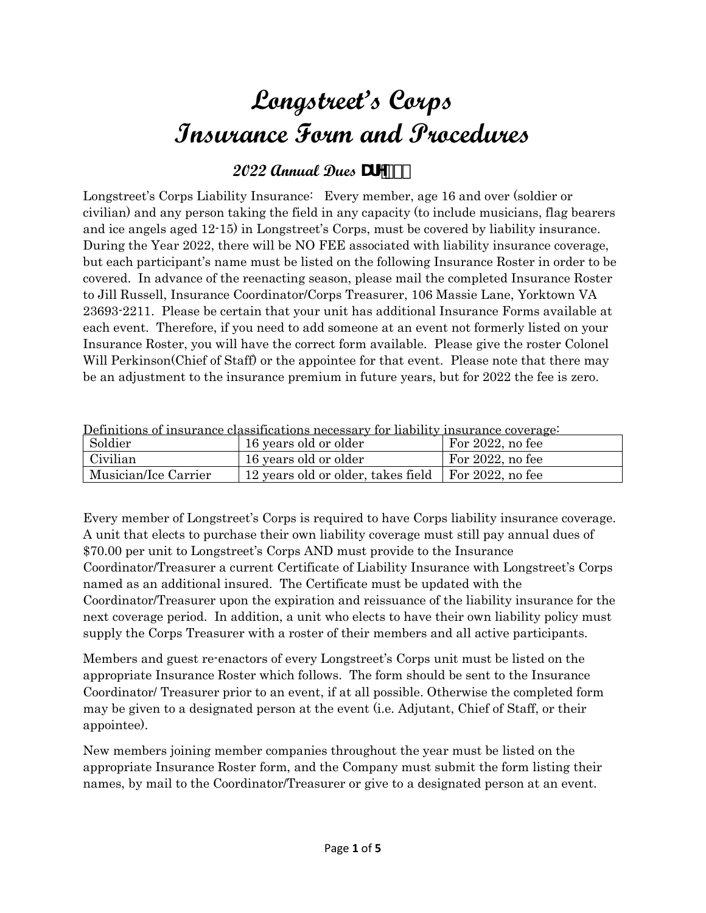# Longstreet's Corps
# Insurance Form and Procedures

### 2022 Annual Dues DUH

Longstreet's Corps Liability Insurance: Every member, age 16 and over (soldier or civilian) and any person taking the field in any capacity (to include musicians, flag bearers and ice angels aged 12-15) in Longstreet's Corps, must be covered by liability insurance. During the Year 2022, there will be NO FEE associated with liability insurance coverage, but each participant's name must be listed on the following Insurance Roster in order to be covered. In advance of the reenacting season, please mail the completed Insurance Roster to Jill Russell, Insurance Coordinator/Corps Treasurer, 106 Massie Lane, Yorktown VA 23693-2211. Please be certain that your unit has additional Insurance Forms available at each event. Therefore, if you need to add someone at an event not formerly listed on your Insurance Roster, you will have the correct form available. Please give the roster Colonel Will Perkinson(Chief of Staff) or the appointee for that event. Please note that there may be an adjustment to the insurance premium in future years, but for 2022 the fee is zero.

Definitions of insurance classifications necessary for liability insurance coverage:

| Soldier | 16 years old or older | For 2022, no fee |
|---|---|---|
| Civilian | 16 years old or older | For 2022, no fee |
| Musician/Ice Carrier | 12 years old or older, takes field | For 2022, no fee |

Every member of Longstreet's Corps is required to have Corps liability insurance coverage. A unit that elects to purchase their own liability coverage must still pay annual dues of $70.00 per unit to Longstreet's Corps AND must provide to the Insurance Coordinator/Treasurer a current Certificate of Liability Insurance with Longstreet's Corps named as an additional insured. The Certificate must be updated with the Coordinator/Treasurer upon the expiration and reissuance of the liability insurance for the next coverage period. In addition, a unit who elects to have their own liability policy must supply the Corps Treasurer with a roster of their members and all active participants.

Members and guest re-enactors of every Longstreet's Corps unit must be listed on the appropriate Insurance Roster which follows. The form should be sent to the Insurance Coordinator/ Treasurer prior to an event, if at all possible. Otherwise the completed form may be given to a designated person at the event (i.e. Adjutant, Chief of Staff, or their appointee).

New members joining member companies throughout the year must be listed on the appropriate Insurance Roster form, and the Company must submit the form listing their names, by mail to the Coordinator/Treasurer or give to a designated person at an event.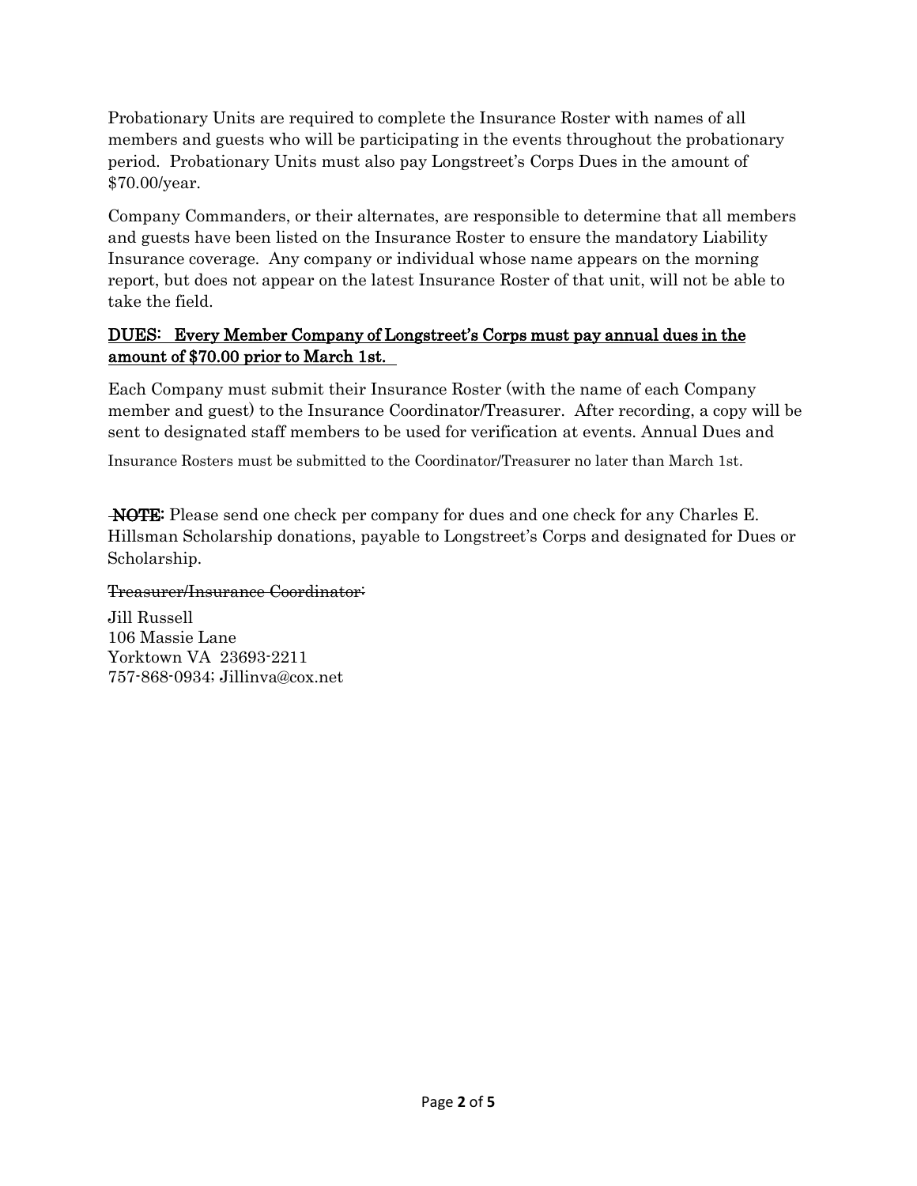Probationary Units are required to complete the Insurance Roster with names of all members and guests who will be participating in the events throughout the probationary period. Probationary Units must also pay Longstreet's Corps Dues in the amount of $70.00/year.

Company Commanders, or their alternates, are responsible to determine that all members and guests have been listed on the Insurance Roster to ensure the mandatory Liability Insurance coverage. Any company or individual whose name appears on the morning report, but does not appear on the latest Insurance Roster of that unit, will not be able to take the field.

<u>DUES: Every Member Company of Longstreet's Corps must pay annual dues in the amount of $70.00 prior to March 1st.</u>

Each Company must submit their Insurance Roster (with the name of each Company member and guest) to the Insurance Coordinator/Treasurer. After recording, a copy will be sent to designated staff members to be used for verification at events. Annual Dues and Insurance Rosters must be submitted to the Coordinator/Treasurer no later than March 1st.

~~**NOTE**~~: Please send one check per company for dues and one check for any Charles E. Hillsman Scholarship donations, payable to Longstreet's Corps and designated for Dues or Scholarship.

~~Treasurer/Insurance Coordinator:~~

Jill Russell  
106 Massie Lane  
Yorktown VA 23693-2211  
757-868-0934; Jillinva@cox.net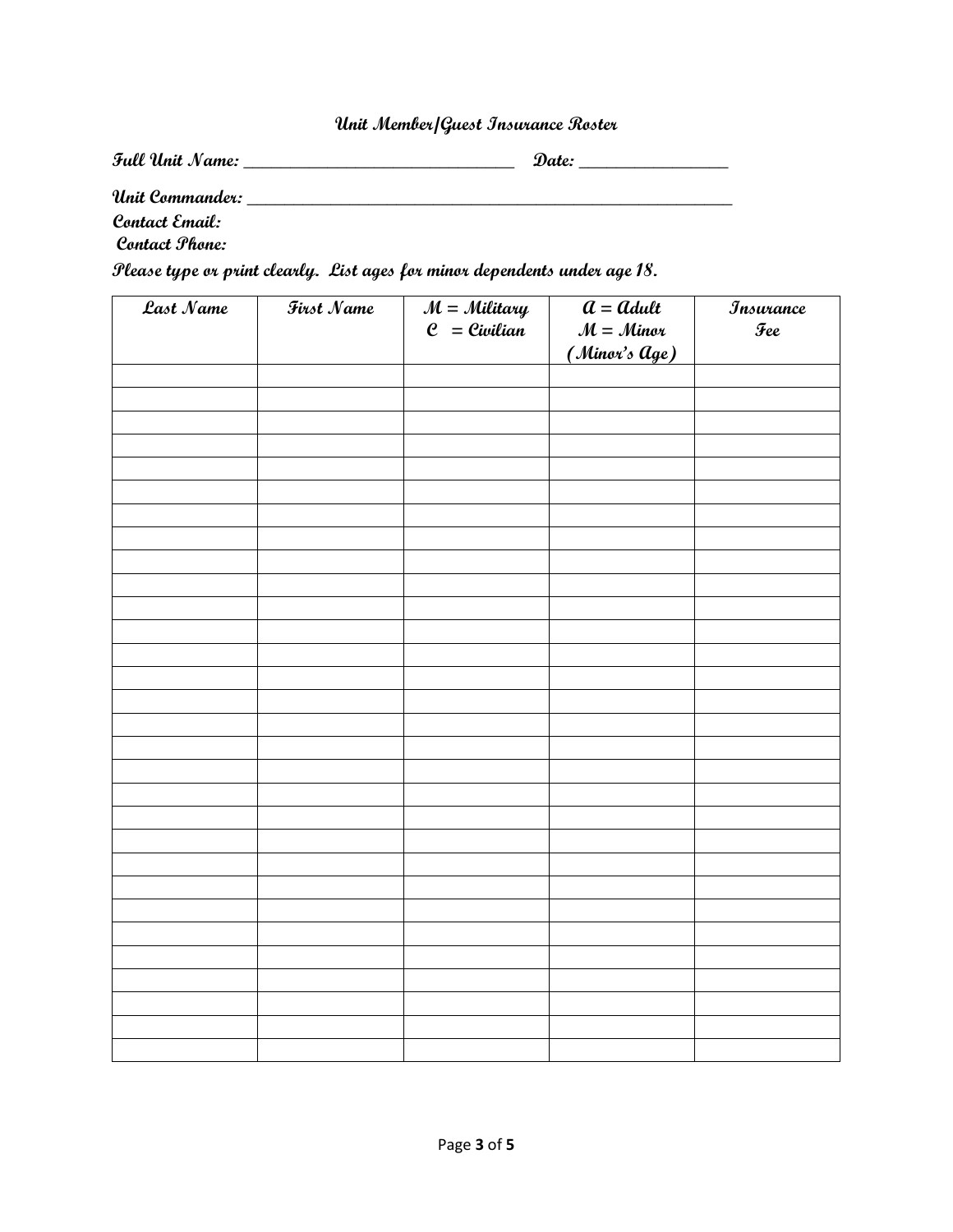**Unit Member/Guest Insurance Roster**

**Full Unit Name:** ________________________________ **Date:** _________________

**Unit Commander:** ____________________________________________________________

**Contact Email:**

**Contact Phone:**

**Please type or print clearly. List ages for minor dependents under age 18.**

| Last Name | First Name | M = Military<br>C = Civilian | A = Adult<br>M = Minor<br>(Minor's Age) | Insurance Fee |
|---|---|---|---|---|
| | | | | |
| | | | | |
| | | | | |
| | | | | |
| | | | | |
| | | | | |
| | | | | |
| | | | | |
| | | | | |
| | | | | |
| | | | | |
| | | | | |
| | | | | |
| | | | | |
| | | | | |
| | | | | |
| | | | | |
| | | | | |
| | | | | |
| | | | | |
| | | | | |
| | | | | |
| | | | | |
| | | | | |
| | | | | |
| | | | | |
| | | | | |
| | | | | |
| | | | | |
| | | | | |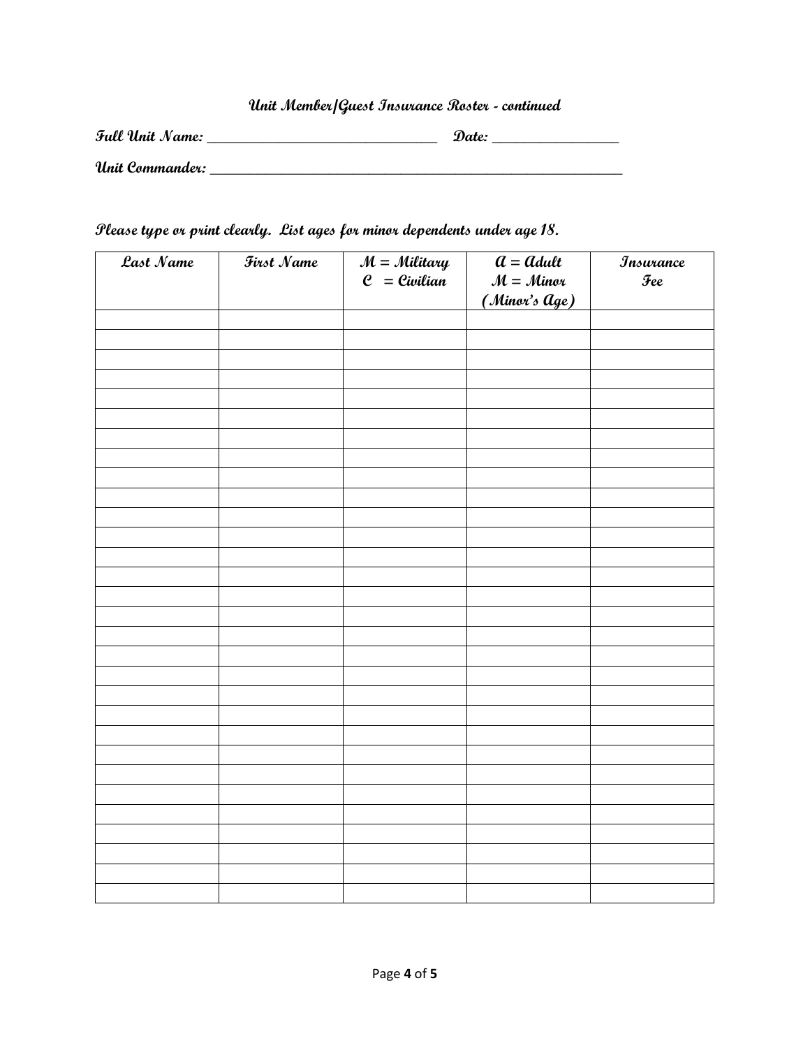**Unit Member/Guest Insurance Roster - continued**

**Full Unit Name: ________________________________ Date: _________________**

**Unit Commander: ____________________________________________________________**

**Please type or print clearly. List ages for minor dependents under age 18.**

| Last Name | First Name | M = Military<br>C = Civilian | A = Adult<br>M = Minor<br>(Minor's Age) | Insurance Fee |
|---|---|---|---|---|
| | | | | |
| | | | | |
| | | | | |
| | | | | |
| | | | | |
| | | | | |
| | | | | |
| | | | | |
| | | | | |
| | | | | |
| | | | | |
| | | | | |
| | | | | |
| | | | | |
| | | | | |
| | | | | |
| | | | | |
| | | | | |
| | | | | |
| | | | | |
| | | | | |
| | | | | |
| | | | | |
| | | | | |
| | | | | |
| | | | | |
| | | | | |
| | | | | |
| | | | | |
| | | | | |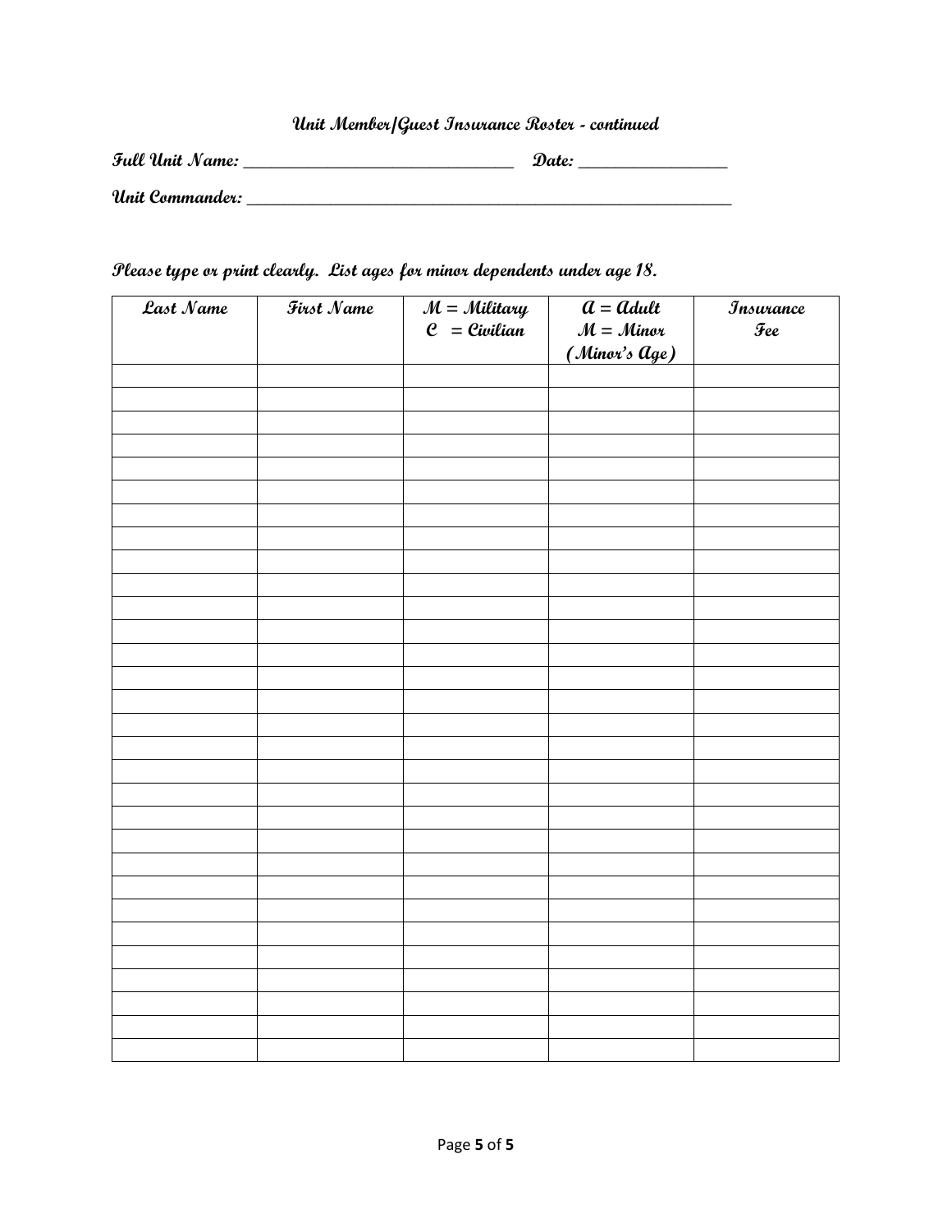**Unit Member/Guest Insurance Roster - continued**

**Full Unit Name: ________________________________ Date: _________________**

**Unit Commander: ___________________________________________________________**

**Please type or print clearly. List ages for minor dependents under age 18.**

| Last Name | First Name | M = Military<br>C = Civilian | A = Adult<br>M = Minor<br>(Minor's Age) | Insurance Fee |
|---|---|---|---|---|
| | | | | |
| | | | | |
| | | | | |
| | | | | |
| | | | | |
| | | | | |
| | | | | |
| | | | | |
| | | | | |
| | | | | |
| | | | | |
| | | | | |
| | | | | |
| | | | | |
| | | | | |
| | | | | |
| | | | | |
| | | | | |
| | | | | |
| | | | | |
| | | | | |
| | | | | |
| | | | | |
| | | | | |
| | | | | |
| | | | | |
| | | | | |
| | | | | |
| | | | | |
| | | | | |